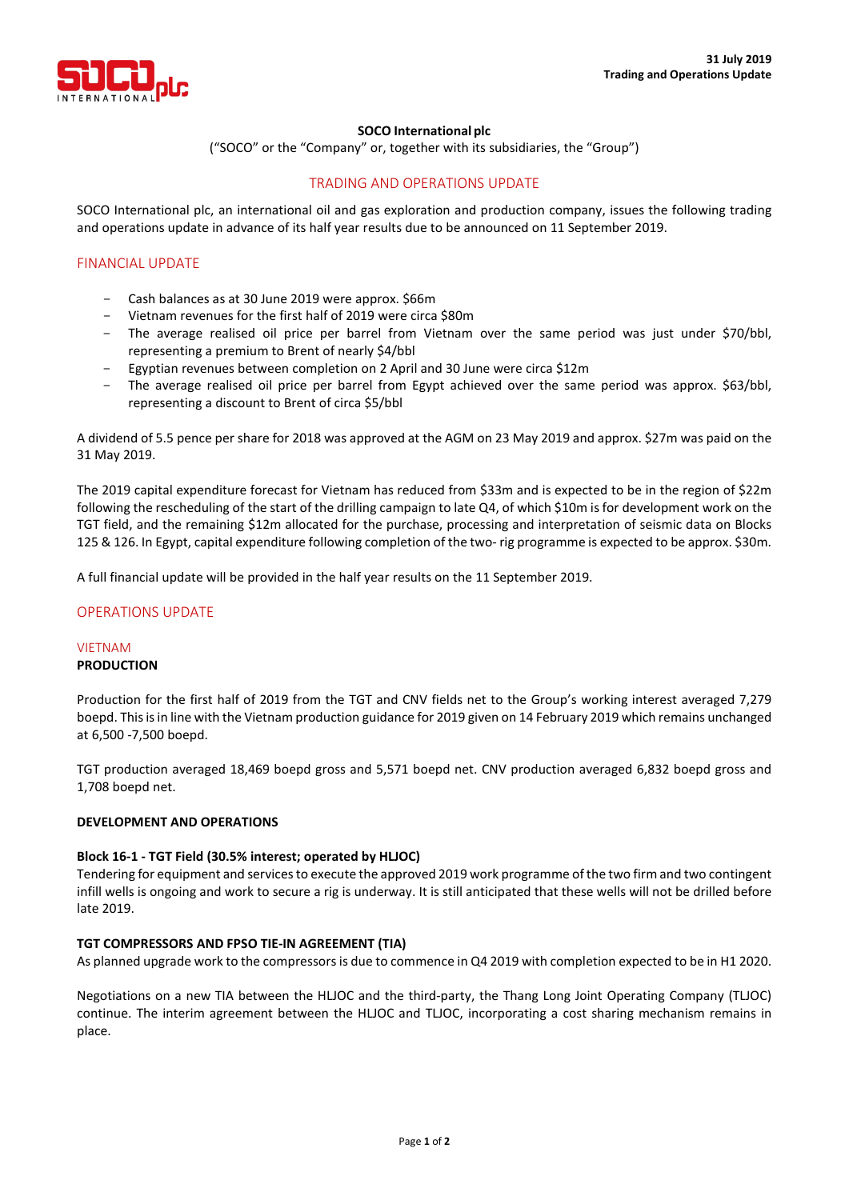**31 July 2019**
**Trading and Operations Update**

**SOCO International plc**

("SOCO" or the "Company" or, together with its subsidiaries, the "Group")

# TRADING AND OPERATIONS UPDATE

SOCO International plc, an international oil and gas exploration and production company, issues the following trading and operations update in advance of its half year results due to be announced on 11 September 2019.

## FINANCIAL UPDATE

- Cash balances as at 30 June 2019 were approx. $66m
- Vietnam revenues for the first half of 2019 were circa $80m
- The average realised oil price per barrel from Vietnam over the same period was just under $70/bbl, representing a premium to Brent of nearly $4/bbl
- Egyptian revenues between completion on 2 April and 30 June were circa $12m
- The average realised oil price per barrel from Egypt achieved over the same period was approx. $63/bbl, representing a discount to Brent of circa $5/bbl

A dividend of 5.5 pence per share for 2018 was approved at the AGM on 23 May 2019 and approx. $27m was paid on the 31 May 2019.

The 2019 capital expenditure forecast for Vietnam has reduced from $33m and is expected to be in the region of $22m following the rescheduling of the start of the drilling campaign to late Q4, of which $10m is for development work on the TGT field, and the remaining $12m allocated for the purchase, processing and interpretation of seismic data on Blocks 125 & 126. In Egypt, capital expenditure following completion of the two- rig programme is expected to be approx. $30m.

A full financial update will be provided in the half year results on the 11 September 2019.

## OPERATIONS UPDATE

### VIETNAM

**PRODUCTION**

Production for the first half of 2019 from the TGT and CNV fields net to the Group's working interest averaged 7,279 boepd. This is in line with the Vietnam production guidance for 2019 given on 14 February 2019 which remains unchanged at 6,500 -7,500 boepd.

TGT production averaged 18,469 boepd gross and 5,571 boepd net. CNV production averaged 6,832 boepd gross and 1,708 boepd net.

**DEVELOPMENT AND OPERATIONS**

**Block 16-1 - TGT Field (30.5% interest; operated by HLJOC)**

Tendering for equipment and services to execute the approved 2019 work programme of the two firm and two contingent infill wells is ongoing and work to secure a rig is underway. It is still anticipated that these wells will not be drilled before late 2019.

**TGT COMPRESSORS AND FPSO TIE-IN AGREEMENT (TIA)**

As planned upgrade work to the compressors is due to commence in Q4 2019 with completion expected to be in H1 2020.

Negotiations on a new TIA between the HLJOC and the third-party, the Thang Long Joint Operating Company (TLJOC) continue. The interim agreement between the HLJOC and TLJOC, incorporating a cost sharing mechanism remains in place.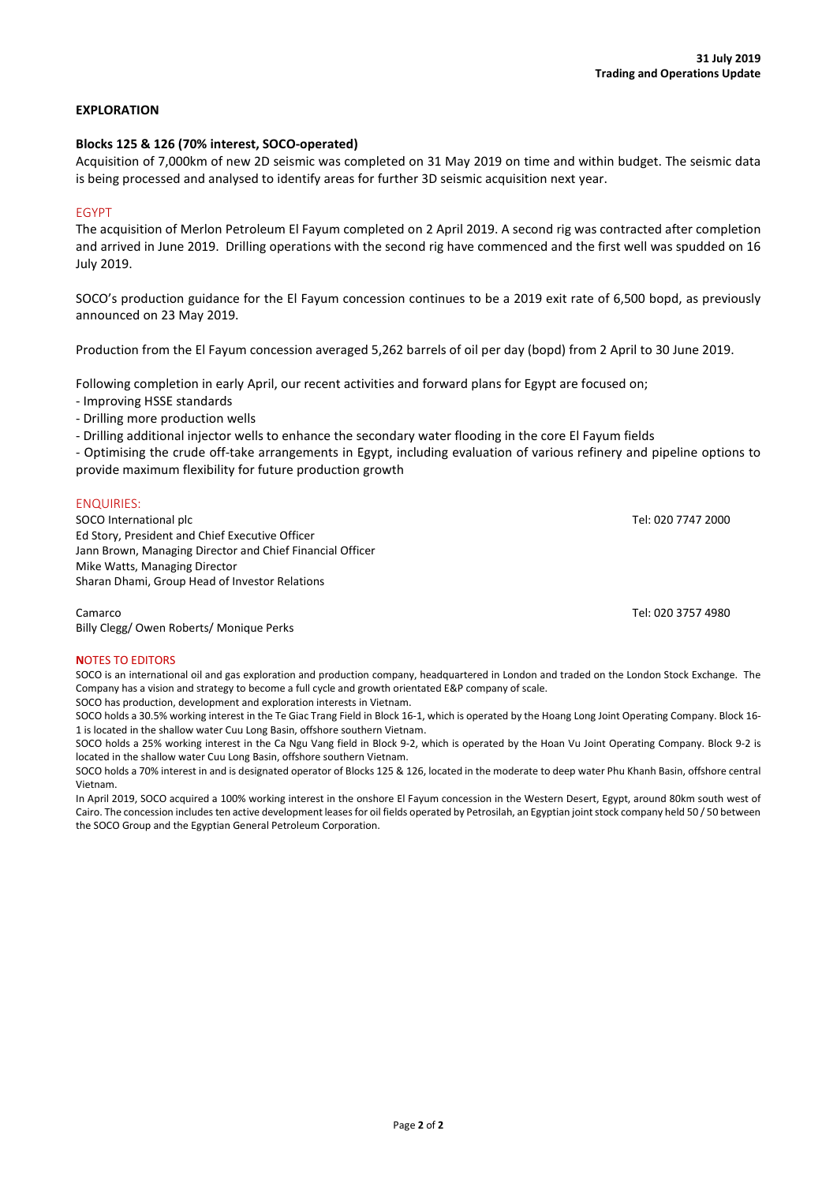**31 July 2019**
**Trading and Operations Update**

## EXPLORATION

### Blocks 125 & 126 (70% interest, SOCO-operated)

Acquisition of 7,000km of new 2D seismic was completed on 31 May 2019 on time and within budget. The seismic data is being processed and analysed to identify areas for further 3D seismic acquisition next year.

## EGYPT

The acquisition of Merlon Petroleum El Fayum completed on 2 April 2019. A second rig was contracted after completion and arrived in June 2019. Drilling operations with the second rig have commenced and the first well was spudded on 16 July 2019.

SOCO's production guidance for the El Fayum concession continues to be a 2019 exit rate of 6,500 bopd, as previously announced on 23 May 2019.

Production from the El Fayum concession averaged 5,262 barrels of oil per day (bopd) from 2 April to 30 June 2019.

Following completion in early April, our recent activities and forward plans for Egypt are focused on;

- Improving HSSE standards
- Drilling more production wells
- Drilling additional injector wells to enhance the secondary water flooding in the core El Fayum fields
- Optimising the crude off-take arrangements in Egypt, including evaluation of various refinery and pipeline options to provide maximum flexibility for future production growth

## ENQUIRIES:

SOCO International plc — Tel: 020 7747 2000

Ed Story, President and Chief Executive Officer
Jann Brown, Managing Director and Chief Financial Officer
Mike Watts, Managing Director
Sharan Dhami, Group Head of Investor Relations

Camarco — Tel: 020 3757 4980

Billy Clegg/ Owen Roberts/ Monique Perks

## NOTES TO EDITORS

SOCO is an international oil and gas exploration and production company, headquartered in London and traded on the London Stock Exchange. The Company has a vision and strategy to become a full cycle and growth orientated E&P company of scale.

SOCO has production, development and exploration interests in Vietnam.

SOCO holds a 30.5% working interest in the Te Giac Trang Field in Block 16-1, which is operated by the Hoang Long Joint Operating Company. Block 16-1 is located in the shallow water Cuu Long Basin, offshore southern Vietnam.

SOCO holds a 25% working interest in the Ca Ngu Vang field in Block 9-2, which is operated by the Hoan Vu Joint Operating Company. Block 9-2 is located in the shallow water Cuu Long Basin, offshore southern Vietnam.

SOCO holds a 70% interest in and is designated operator of Blocks 125 & 126, located in the moderate to deep water Phu Khanh Basin, offshore central Vietnam.

In April 2019, SOCO acquired a 100% working interest in the onshore El Fayum concession in the Western Desert, Egypt, around 80km south west of Cairo. The concession includes ten active development leases for oil fields operated by Petrosilah, an Egyptian joint stock company held 50 / 50 between the SOCO Group and the Egyptian General Petroleum Corporation.